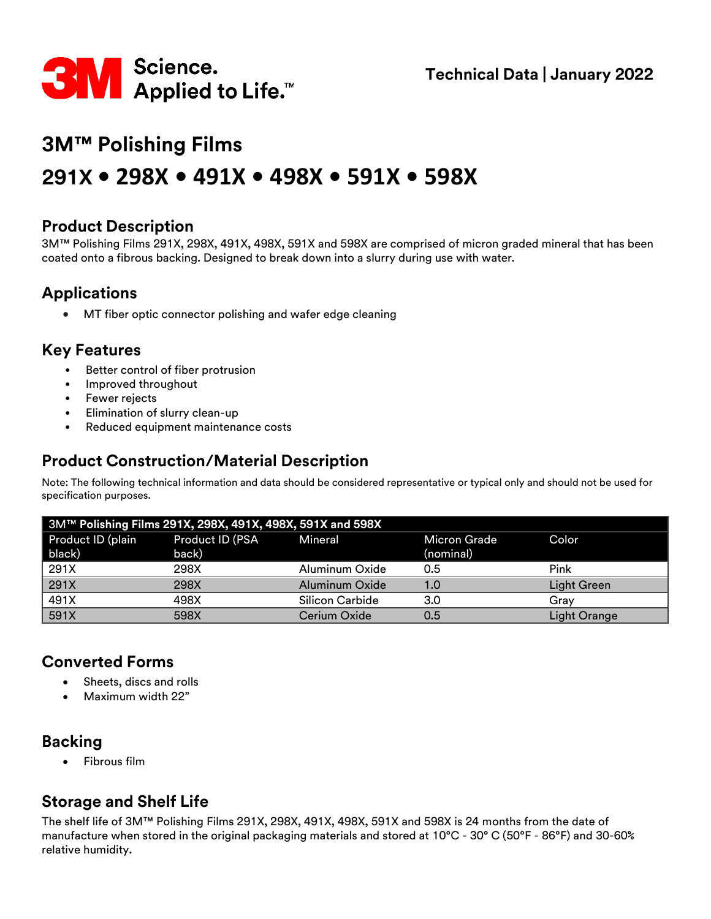3M Science. Applied to Life.™

Technical Data | January 2022

# 3M™ Polishing Films

# 291X • 298X • 491X • 498X • 591X • 598X

## Product Description

3M™ Polishing Films 291X, 298X, 491X, 498X, 591X and 598X are comprised of micron graded mineral that has been coated onto a fibrous backing. Designed to break down into a slurry during use with water.

## Applications

- MT fiber optic connector polishing and wafer edge cleaning

## Key Features

- Better control of fiber protrusion
- Improved throughout
- Fewer rejects
- Elimination of slurry clean-up
- Reduced equipment maintenance costs

## Product Construction/Material Description

Note: The following technical information and data should be considered representative or typical only and should not be used for specification purposes.

| 3M™ **Polishing Films 291X, 298X, 491X, 498X, 591X and 598X** | | | | |
|---|---|---|---|---|
| Product ID (plain black) | Product ID (PSA back) | Mineral | Micron Grade (nominal) | Color |
| 291X | 298X | Aluminum Oxide | 0.5 | Pink |
| 291X | 298X | Aluminum Oxide | 1.0 | Light Green |
| 491X | 498X | Silicon Carbide | 3.0 | Gray |
| 591X | 598X | Cerium Oxide | 0.5 | Light Orange |

## Converted Forms

- Sheets, discs and rolls
- Maximum width 22"

## Backing

- Fibrous film

## Storage and Shelf Life

The shelf life of 3M™ Polishing Films 291X, 298X, 491X, 498X, 591X and 598X is 24 months from the date of manufacture when stored in the original packaging materials and stored at 10°C - 30° C (50°F - 86°F) and 30-60% relative humidity.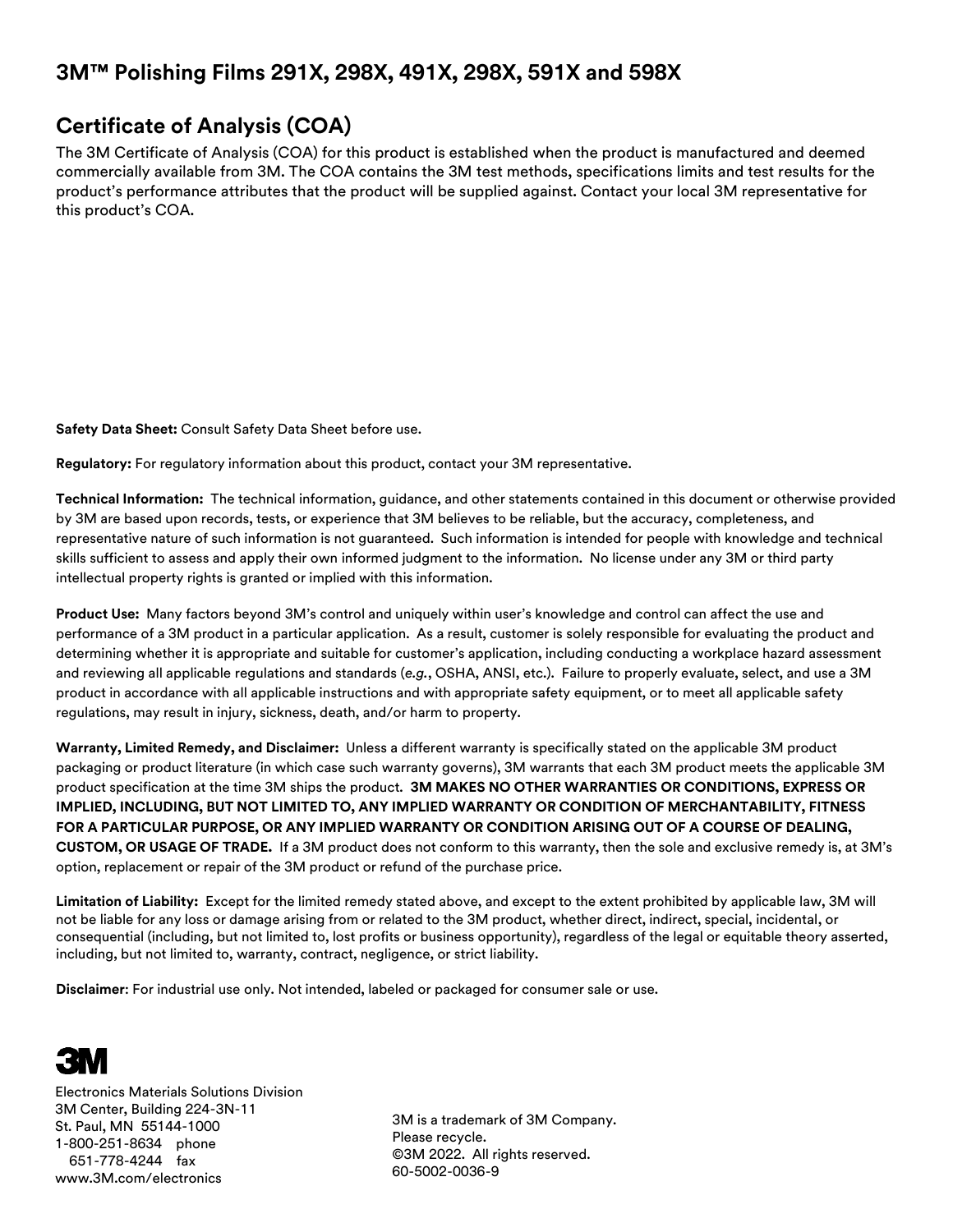## 3M™ Polishing Films 291X, 298X, 491X, 298X, 591X and 598X

## Certificate of Analysis (COA)

The 3M Certificate of Analysis (COA) for this product is established when the product is manufactured and deemed commercially available from 3M. The COA contains the 3M test methods, specifications limits and test results for the product's performance attributes that the product will be supplied against. Contact your local 3M representative for this product's COA.

**Safety Data Sheet:** Consult Safety Data Sheet before use.

**Regulatory:** For regulatory information about this product, contact your 3M representative.

**Technical Information:** The technical information, guidance, and other statements contained in this document or otherwise provided by 3M are based upon records, tests, or experience that 3M believes to be reliable, but the accuracy, completeness, and representative nature of such information is not guaranteed. Such information is intended for people with knowledge and technical skills sufficient to assess and apply their own informed judgment to the information. No license under any 3M or third party intellectual property rights is granted or implied with this information.

**Product Use:** Many factors beyond 3M's control and uniquely within user's knowledge and control can affect the use and performance of a 3M product in a particular application. As a result, customer is solely responsible for evaluating the product and determining whether it is appropriate and suitable for customer's application, including conducting a workplace hazard assessment and reviewing all applicable regulations and standards (*e.g.*, OSHA, ANSI, etc.). Failure to properly evaluate, select, and use a 3M product in accordance with all applicable instructions and with appropriate safety equipment, or to meet all applicable safety regulations, may result in injury, sickness, death, and/or harm to property.

**Warranty, Limited Remedy, and Disclaimer:** Unless a different warranty is specifically stated on the applicable 3M product packaging or product literature (in which case such warranty governs), 3M warrants that each 3M product meets the applicable 3M product specification at the time 3M ships the product. **3M MAKES NO OTHER WARRANTIES OR CONDITIONS, EXPRESS OR IMPLIED, INCLUDING, BUT NOT LIMITED TO, ANY IMPLIED WARRANTY OR CONDITION OF MERCHANTABILITY, FITNESS FOR A PARTICULAR PURPOSE, OR ANY IMPLIED WARRANTY OR CONDITION ARISING OUT OF A COURSE OF DEALING, CUSTOM, OR USAGE OF TRADE.** If a 3M product does not conform to this warranty, then the sole and exclusive remedy is, at 3M's option, replacement or repair of the 3M product or refund of the purchase price.

**Limitation of Liability:** Except for the limited remedy stated above, and except to the extent prohibited by applicable law, 3M will not be liable for any loss or damage arising from or related to the 3M product, whether direct, indirect, special, incidental, or consequential (including, but not limited to, lost profits or business opportunity), regardless of the legal or equitable theory asserted, including, but not limited to, warranty, contract, negligence, or strict liability.

**Disclaimer**: For industrial use only. Not intended, labeled or packaged for consumer sale or use.

3M

Electronics Materials Solutions Division
3M Center, Building 224-3N-11
St. Paul, MN 55144-1000
1-800-251-8634 phone
651-778-4244 fax
www.3M.com/electronics

3M is a trademark of 3M Company.
Please recycle.
©3M 2022. All rights reserved.
60-5002-0036-9